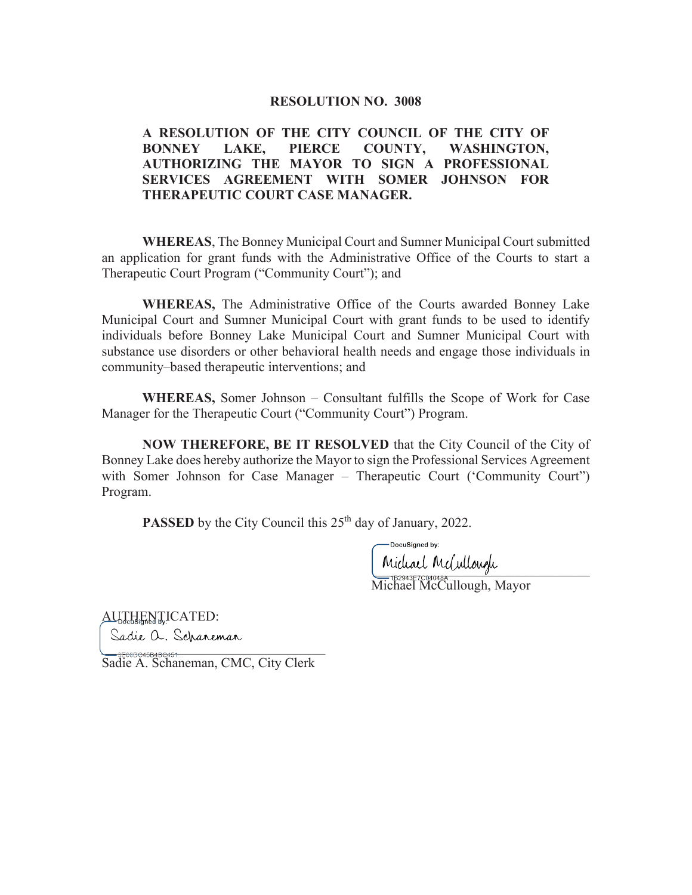# RESOLUTION NO. 3008

## A RESOLUTION OF THE CITY COUNCIL OF THE CITY OF BONNEY LAKE, PIERCE COUNTY, WASHINGTON, AUTHORIZING THE MAYOR TO SIGN A PROFESSIONAL SERVICES AGREEMENT WITH SOMER JOHNSON FOR THERAPEUTIC COURT CASE MANAGER.

**WHEREAS**, The Bonney Municipal Court and Sumner Municipal Court submitted an application for grant funds with the Administrative Office of the Courts to start a Therapeutic Court Program ("Community Court"); and

**WHEREAS,** The Administrative Office of the Courts awarded Bonney Lake Municipal Court and Sumner Municipal Court with grant funds to be used to identify individuals before Bonney Lake Municipal Court and Sumner Municipal Court with substance use disorders or other behavioral health needs and engage those individuals in community–based therapeutic interventions; and

**WHEREAS,** Somer Johnson – Consultant fulfills the Scope of Work for Case Manager for the Therapeutic Court ("Community Court") Program.

**NOW THEREFORE, BE IT RESOLVED** that the City Council of the City of Bonney Lake does hereby authorize the Mayor to sign the Professional Services Agreement with Somer Johnson for Case Manager – Therapeutic Court ('Community Court") Program.

**PASSED** by the City Council this 25th day of January, 2022.

DocuSigned by:
Michael McCullough
1B2943F7C04048A
Michael McCullough, Mayor

AUTHENTICATED:
DocuSigned by:
Sadie A. Schaneman
3E60DC45B4BC451
Sadie A. Schaneman, CMC, City Clerk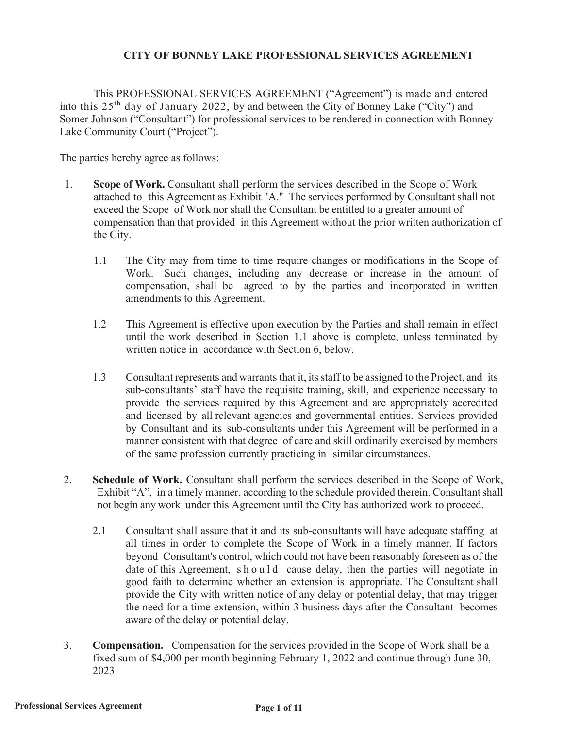**CITY OF BONNEY LAKE PROFESSIONAL SERVICES AGREEMENT**

This PROFESSIONAL SERVICES AGREEMENT ("Agreement") is made and entered into this 25th day of January 2022, by and between the City of Bonney Lake ("City") and Somer Johnson ("Consultant") for professional services to be rendered in connection with Bonney Lake Community Court ("Project").

The parties hereby agree as follows:

1. **Scope of Work.** Consultant shall perform the services described in the Scope of Work attached to this Agreement as Exhibit "A." The services performed by Consultant shall not exceed the Scope of Work nor shall the Consultant be entitled to a greater amount of compensation than that provided in this Agreement without the prior written authorization of the City.

   1.1 The City may from time to time require changes or modifications in the Scope of Work. Such changes, including any decrease or increase in the amount of compensation, shall be agreed to by the parties and incorporated in written amendments to this Agreement.

   1.2 This Agreement is effective upon execution by the Parties and shall remain in effect until the work described in Section 1.1 above is complete, unless terminated by written notice in accordance with Section 6, below.

   1.3 Consultant represents and warrants that it, its staff to be assigned to the Project, and its sub-consultants' staff have the requisite training, skill, and experience necessary to provide the services required by this Agreement and are appropriately accredited and licensed by all relevant agencies and governmental entities. Services provided by Consultant and its sub-consultants under this Agreement will be performed in a manner consistent with that degree of care and skill ordinarily exercised by members of the same profession currently practicing in similar circumstances.

2. **Schedule of Work.** Consultant shall perform the services described in the Scope of Work, Exhibit "A", in a timely manner, according to the schedule provided therein. Consultant shall not begin any work under this Agreement until the City has authorized work to proceed.

   2.1 Consultant shall assure that it and its sub-consultants will have adequate staffing at all times in order to complete the Scope of Work in a timely manner. If factors beyond Consultant's control, which could not have been reasonably foreseen as of the date of this Agreement, should cause delay, then the parties will negotiate in good faith to determine whether an extension is appropriate. The Consultant shall provide the City with written notice of any delay or potential delay, that may trigger the need for a time extension, within 3 business days after the Consultant becomes aware of the delay or potential delay.

3. **Compensation.** Compensation for the services provided in the Scope of Work shall be a fixed sum of $4,000 per month beginning February 1, 2022 and continue through June 30, 2023.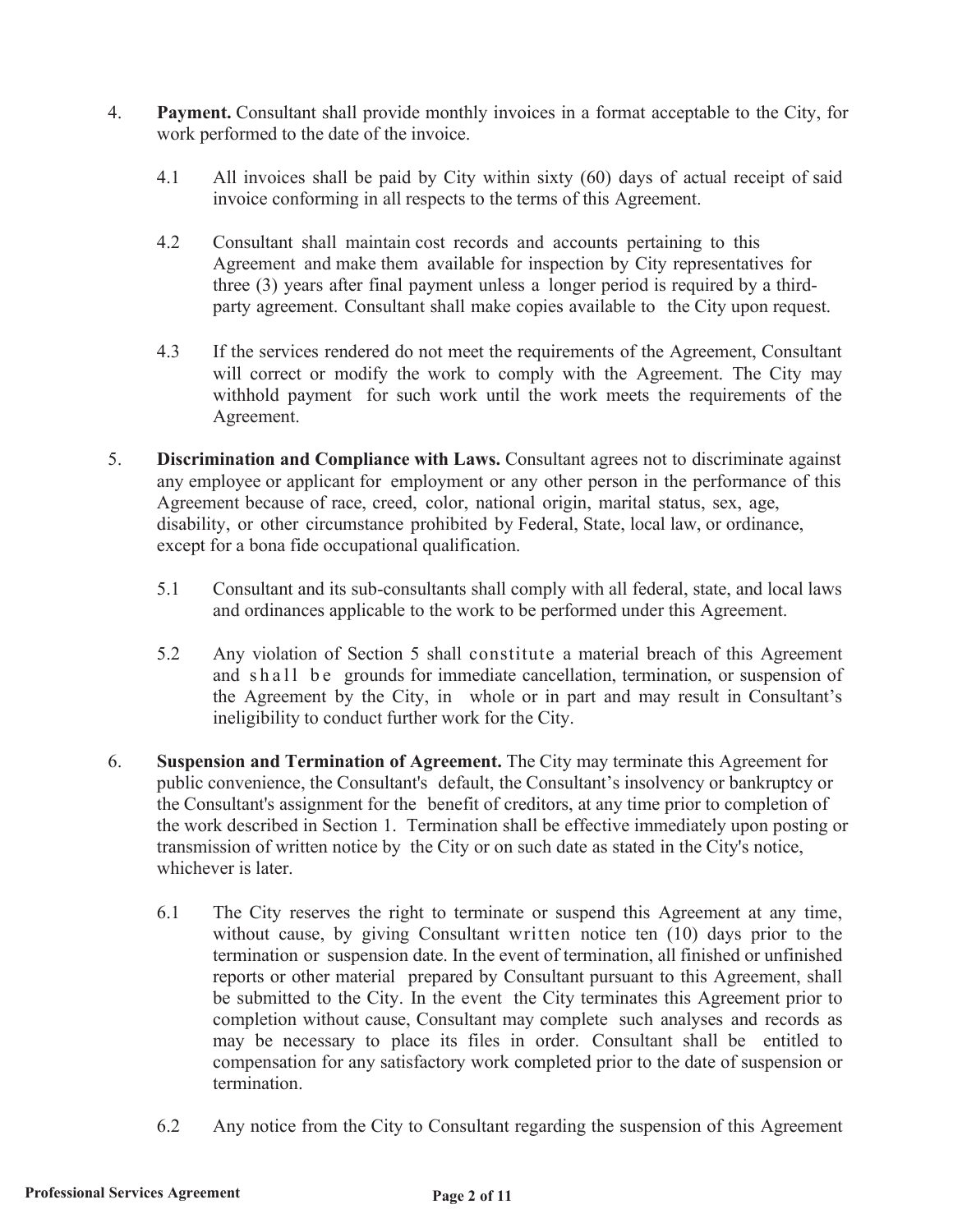4. **Payment.** Consultant shall provide monthly invoices in a format acceptable to the City, for work performed to the date of the invoice.

   4.1 All invoices shall be paid by City within sixty (60) days of actual receipt of said invoice conforming in all respects to the terms of this Agreement.

   4.2 Consultant shall maintain cost records and accounts pertaining to this Agreement and make them available for inspection by City representatives for three (3) years after final payment unless a longer period is required by a third-party agreement. Consultant shall make copies available to the City upon request.

   4.3 If the services rendered do not meet the requirements of the Agreement, Consultant will correct or modify the work to comply with the Agreement. The City may withhold payment for such work until the work meets the requirements of the Agreement.

5. **Discrimination and Compliance with Laws.** Consultant agrees not to discriminate against any employee or applicant for employment or any other person in the performance of this Agreement because of race, creed, color, national origin, marital status, sex, age, disability, or other circumstance prohibited by Federal, State, local law, or ordinance, except for a bona fide occupational qualification.

   5.1 Consultant and its sub-consultants shall comply with all federal, state, and local laws and ordinances applicable to the work to be performed under this Agreement.

   5.2 Any violation of Section 5 shall constitute a material breach of this Agreement and shall be grounds for immediate cancellation, termination, or suspension of the Agreement by the City, in whole or in part and may result in Consultant's ineligibility to conduct further work for the City.

6. **Suspension and Termination of Agreement.** The City may terminate this Agreement for public convenience, the Consultant's default, the Consultant's insolvency or bankruptcy or the Consultant's assignment for the benefit of creditors, at any time prior to completion of the work described in Section 1. Termination shall be effective immediately upon posting or transmission of written notice by the City or on such date as stated in the City's notice, whichever is later.

   6.1 The City reserves the right to terminate or suspend this Agreement at any time, without cause, by giving Consultant written notice ten (10) days prior to the termination or suspension date. In the event of termination, all finished or unfinished reports or other material prepared by Consultant pursuant to this Agreement, shall be submitted to the City. In the event the City terminates this Agreement prior to completion without cause, Consultant may complete such analyses and records as may be necessary to place its files in order. Consultant shall be entitled to compensation for any satisfactory work completed prior to the date of suspension or termination.

   6.2 Any notice from the City to Consultant regarding the suspension of this Agreement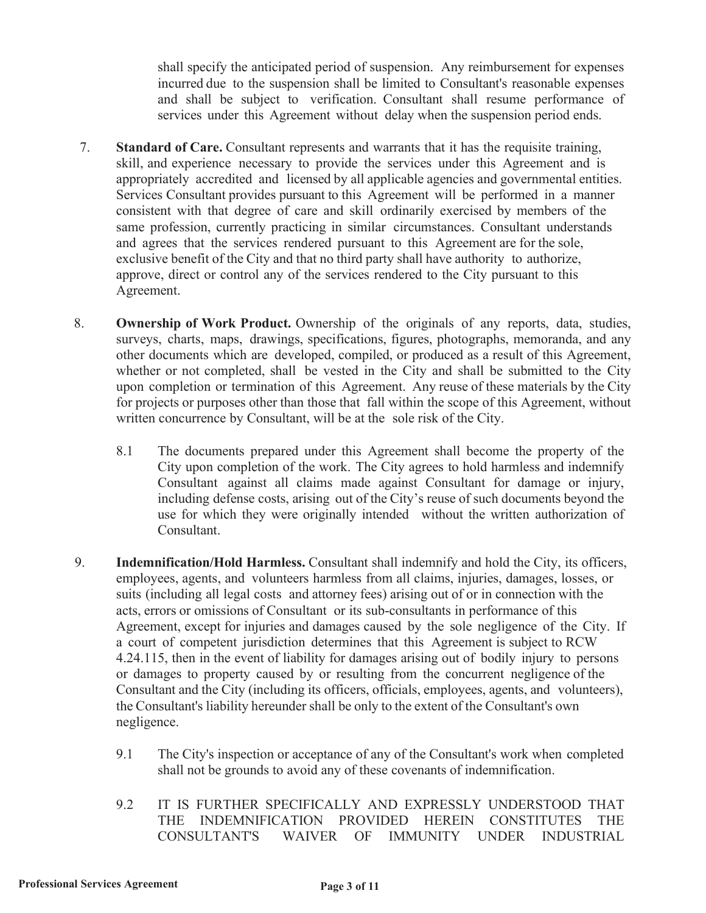shall specify the anticipated period of suspension. Any reimbursement for expenses incurred due to the suspension shall be limited to Consultant's reasonable expenses and shall be subject to verification. Consultant shall resume performance of services under this Agreement without delay when the suspension period ends.

7. **Standard of Care.** Consultant represents and warrants that it has the requisite training, skill, and experience necessary to provide the services under this Agreement and is appropriately accredited and licensed by all applicable agencies and governmental entities. Services Consultant provides pursuant to this Agreement will be performed in a manner consistent with that degree of care and skill ordinarily exercised by members of the same profession, currently practicing in similar circumstances. Consultant understands and agrees that the services rendered pursuant to this Agreement are for the sole, exclusive benefit of the City and that no third party shall have authority to authorize, approve, direct or control any of the services rendered to the City pursuant to this Agreement.

8. **Ownership of Work Product.** Ownership of the originals of any reports, data, studies, surveys, charts, maps, drawings, specifications, figures, photographs, memoranda, and any other documents which are developed, compiled, or produced as a result of this Agreement, whether or not completed, shall be vested in the City and shall be submitted to the City upon completion or termination of this Agreement. Any reuse of these materials by the City for projects or purposes other than those that fall within the scope of this Agreement, without written concurrence by Consultant, will be at the sole risk of the City.

   8.1 The documents prepared under this Agreement shall become the property of the City upon completion of the work. The City agrees to hold harmless and indemnify Consultant against all claims made against Consultant for damage or injury, including defense costs, arising out of the City's reuse of such documents beyond the use for which they were originally intended without the written authorization of Consultant.

9. **Indemnification/Hold Harmless.** Consultant shall indemnify and hold the City, its officers, employees, agents, and volunteers harmless from all claims, injuries, damages, losses, or suits (including all legal costs and attorney fees) arising out of or in connection with the acts, errors or omissions of Consultant or its sub-consultants in performance of this Agreement, except for injuries and damages caused by the sole negligence of the City. If a court of competent jurisdiction determines that this Agreement is subject to RCW 4.24.115, then in the event of liability for damages arising out of bodily injury to persons or damages to property caused by or resulting from the concurrent negligence of the Consultant and the City (including its officers, officials, employees, agents, and volunteers), the Consultant's liability hereunder shall be only to the extent of the Consultant's own negligence.

   9.1 The City's inspection or acceptance of any of the Consultant's work when completed shall not be grounds to avoid any of these covenants of indemnification.

   9.2 IT IS FURTHER SPECIFICALLY AND EXPRESSLY UNDERSTOOD THAT THE INDEMNIFICATION PROVIDED HEREIN CONSTITUTES THE CONSULTANT'S WAIVER OF IMMUNITY UNDER INDUSTRIAL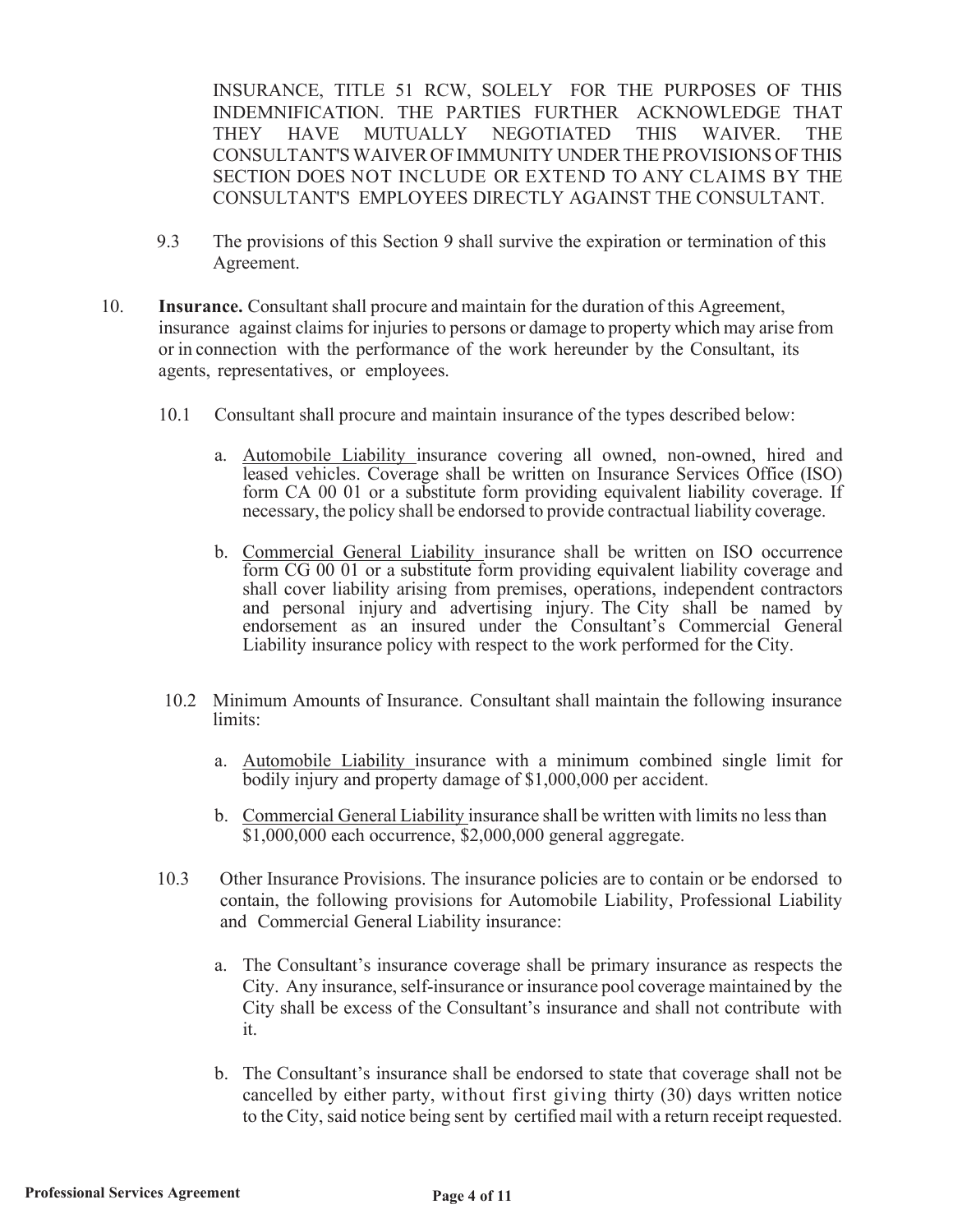INSURANCE, TITLE 51 RCW, SOLELY FOR THE PURPOSES OF THIS INDEMNIFICATION. THE PARTIES FURTHER ACKNOWLEDGE THAT THEY HAVE MUTUALLY NEGOTIATED THIS WAIVER. THE CONSULTANT'S WAIVER OF IMMUNITY UNDER THE PROVISIONS OF THIS SECTION DOES NOT INCLUDE OR EXTEND TO ANY CLAIMS BY THE CONSULTANT'S EMPLOYEES DIRECTLY AGAINST THE CONSULTANT.

9.3 The provisions of this Section 9 shall survive the expiration or termination of this Agreement.

10. **Insurance.** Consultant shall procure and maintain for the duration of this Agreement, insurance against claims for injuries to persons or damage to property which may arise from or in connection with the performance of the work hereunder by the Consultant, its agents, representatives, or employees.

10.1 Consultant shall procure and maintain insurance of the types described below:

a. Automobile Liability insurance covering all owned, non-owned, hired and leased vehicles. Coverage shall be written on Insurance Services Office (ISO) form CA 00 01 or a substitute form providing equivalent liability coverage. If necessary, the policy shall be endorsed to provide contractual liability coverage.

b. Commercial General Liability insurance shall be written on ISO occurrence form CG 00 01 or a substitute form providing equivalent liability coverage and shall cover liability arising from premises, operations, independent contractors and personal injury and advertising injury. The City shall be named by endorsement as an insured under the Consultant's Commercial General Liability insurance policy with respect to the work performed for the City.

10.2 Minimum Amounts of Insurance. Consultant shall maintain the following insurance limits:

a. Automobile Liability insurance with a minimum combined single limit for bodily injury and property damage of $1,000,000 per accident.

b. Commercial General Liability insurance shall be written with limits no less than $1,000,000 each occurrence, $2,000,000 general aggregate.

10.3 Other Insurance Provisions. The insurance policies are to contain or be endorsed to contain, the following provisions for Automobile Liability, Professional Liability and Commercial General Liability insurance:

a. The Consultant's insurance coverage shall be primary insurance as respects the City. Any insurance, self-insurance or insurance pool coverage maintained by the City shall be excess of the Consultant's insurance and shall not contribute with it.

b. The Consultant's insurance shall be endorsed to state that coverage shall not be cancelled by either party, without first giving thirty (30) days written notice to the City, said notice being sent by certified mail with a return receipt requested.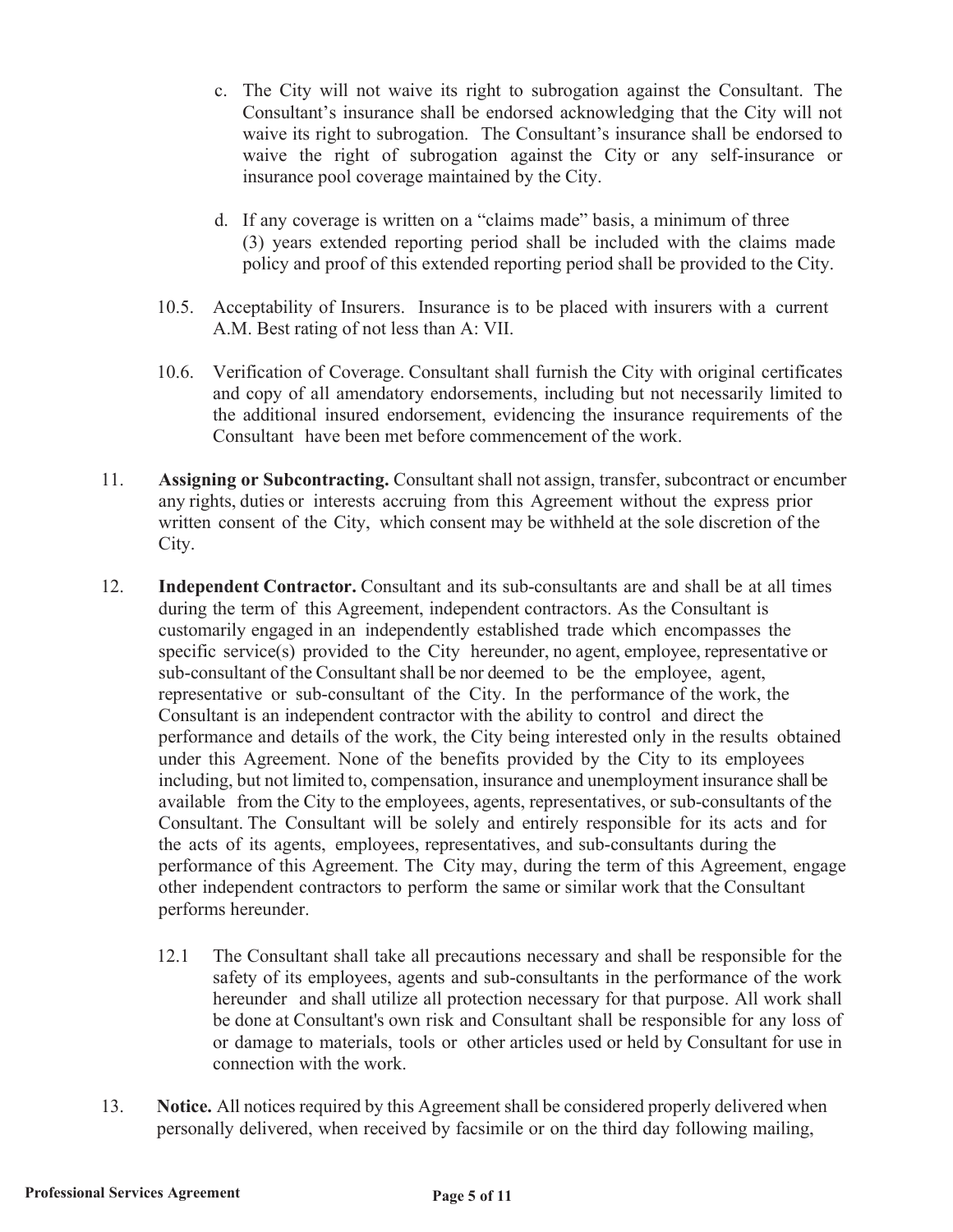c. The City will not waive its right to subrogation against the Consultant. The Consultant's insurance shall be endorsed acknowledging that the City will not waive its right to subrogation. The Consultant's insurance shall be endorsed to waive the right of subrogation against the City or any self-insurance or insurance pool coverage maintained by the City.

d. If any coverage is written on a "claims made" basis, a minimum of three (3) years extended reporting period shall be included with the claims made policy and proof of this extended reporting period shall be provided to the City.

10.5. Acceptability of Insurers. Insurance is to be placed with insurers with a current A.M. Best rating of not less than A: VII.

10.6. Verification of Coverage. Consultant shall furnish the City with original certificates and copy of all amendatory endorsements, including but not necessarily limited to the additional insured endorsement, evidencing the insurance requirements of the Consultant have been met before commencement of the work.

11. **Assigning or Subcontracting.** Consultant shall not assign, transfer, subcontract or encumber any rights, duties or interests accruing from this Agreement without the express prior written consent of the City, which consent may be withheld at the sole discretion of the City.

12. **Independent Contractor.** Consultant and its sub-consultants are and shall be at all times during the term of this Agreement, independent contractors. As the Consultant is customarily engaged in an independently established trade which encompasses the specific service(s) provided to the City hereunder, no agent, employee, representative or sub-consultant of the Consultant shall be nor deemed to be the employee, agent, representative or sub-consultant of the City. In the performance of the work, the Consultant is an independent contractor with the ability to control and direct the performance and details of the work, the City being interested only in the results obtained under this Agreement. None of the benefits provided by the City to its employees including, but not limited to, compensation, insurance and unemployment insurance shall be available from the City to the employees, agents, representatives, or sub-consultants of the Consultant. The Consultant will be solely and entirely responsible for its acts and for the acts of its agents, employees, representatives, and sub-consultants during the performance of this Agreement. The City may, during the term of this Agreement, engage other independent contractors to perform the same or similar work that the Consultant performs hereunder.

12.1 The Consultant shall take all precautions necessary and shall be responsible for the safety of its employees, agents and sub-consultants in the performance of the work hereunder and shall utilize all protection necessary for that purpose. All work shall be done at Consultant's own risk and Consultant shall be responsible for any loss of or damage to materials, tools or other articles used or held by Consultant for use in connection with the work.

13. **Notice.** All notices required by this Agreement shall be considered properly delivered when personally delivered, when received by facsimile or on the third day following mailing,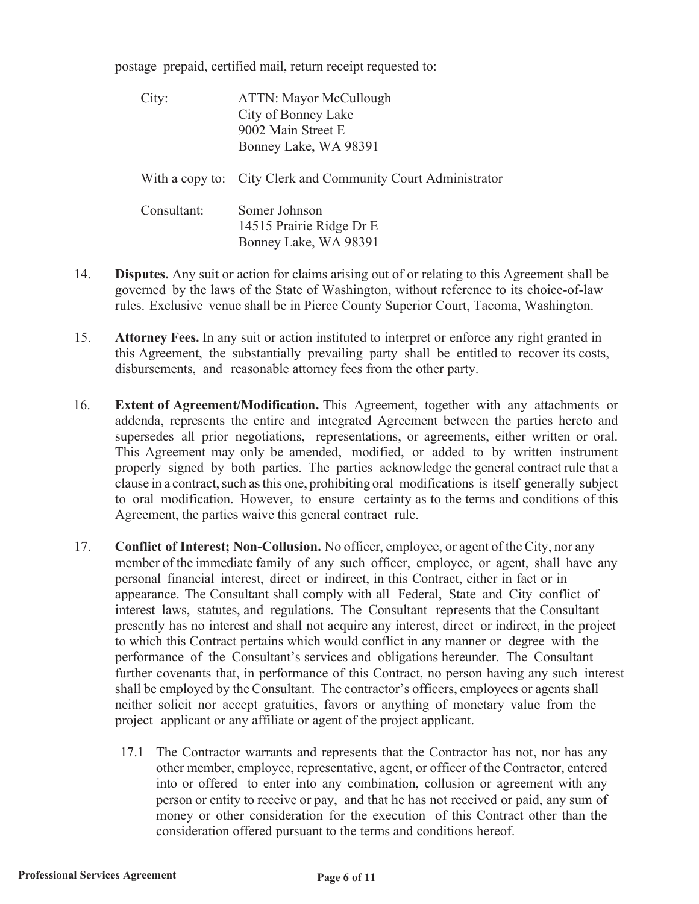postage prepaid, certified mail, return receipt requested to:

| | |
|---|---|
| City: | ATTN: Mayor McCullough<br>City of Bonney Lake<br>9002 Main Street E<br>Bonney Lake, WA 98391 |
| With a copy to: | City Clerk and Community Court Administrator |
| Consultant: | Somer Johnson<br>14515 Prairie Ridge Dr E<br>Bonney Lake, WA 98391 |

14. **Disputes.** Any suit or action for claims arising out of or relating to this Agreement shall be governed by the laws of the State of Washington, without reference to its choice-of-law rules. Exclusive venue shall be in Pierce County Superior Court, Tacoma, Washington.

15. **Attorney Fees.** In any suit or action instituted to interpret or enforce any right granted in this Agreement, the substantially prevailing party shall be entitled to recover its costs, disbursements, and reasonable attorney fees from the other party.

16. **Extent of Agreement/Modification.** This Agreement, together with any attachments or addenda, represents the entire and integrated Agreement between the parties hereto and supersedes all prior negotiations, representations, or agreements, either written or oral. This Agreement may only be amended, modified, or added to by written instrument properly signed by both parties. The parties acknowledge the general contract rule that a clause in a contract, such as this one, prohibiting oral modifications is itself generally subject to oral modification. However, to ensure certainty as to the terms and conditions of this Agreement, the parties waive this general contract rule.

17. **Conflict of Interest; Non-Collusion.** No officer, employee, or agent of the City, nor any member of the immediate family of any such officer, employee, or agent, shall have any personal financial interest, direct or indirect, in this Contract, either in fact or in appearance. The Consultant shall comply with all Federal, State and City conflict of interest laws, statutes, and regulations. The Consultant represents that the Consultant presently has no interest and shall not acquire any interest, direct or indirect, in the project to which this Contract pertains which would conflict in any manner or degree with the performance of the Consultant's services and obligations hereunder. The Consultant further covenants that, in performance of this Contract, no person having any such interest shall be employed by the Consultant. The contractor's officers, employees or agents shall neither solicit nor accept gratuities, favors or anything of monetary value from the project applicant or any affiliate or agent of the project applicant.

    17.1 The Contractor warrants and represents that the Contractor has not, nor has any other member, employee, representative, agent, or officer of the Contractor, entered into or offered to enter into any combination, collusion or agreement with any person or entity to receive or pay, and that he has not received or paid, any sum of money or other consideration for the execution of this Contract other than the consideration offered pursuant to the terms and conditions hereof.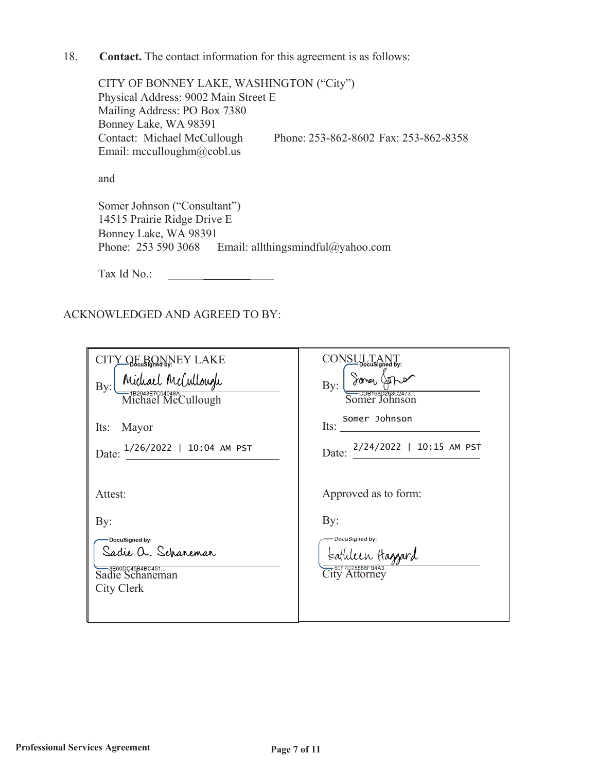18. **Contact.** The contact information for this agreement is as follows:

CITY OF BONNEY LAKE, WASHINGTON ("City")
Physical Address: 9002 Main Street E
Mailing Address: PO Box 7380
Bonney Lake, WA 98391
Contact: Michael McCullough Phone: 253-862-8602 Fax: 253-862-8358
Email: mcculloughm@cobl.us

and

Somer Johnson ("Consultant")
14515 Prairie Ridge Drive E
Bonney Lake, WA 98391
Phone: 253 590 3068 Email: allthingsmindful@yahoo.com

Tax Id No.: ____________

ACKNOWLEDGED AND AGREED TO BY:

| | |
|---|---|
| CITY OF BONNEY LAKE | CONSULTANT |
| By: DocuSigned by: Michael McCullough (1B2943E7C04048A...) Michael McCullough | By: DocuSigned by: Somer Johnson (CDB168D263C2473...) Somer Johnson |
| Its: Mayor | Its: Somer Johnson |
| Date: 1/26/2022 \| 10:04 AM PST | Date: 2/24/2022 \| 10:15 AM PST |
| Attest: | Approved as to form: |
| By: | By: |
| DocuSigned by: Sadie A. Schaneman (3E60DC45B4BC451...) Sadie Schaneman City Clerk | DocuSigned by: Kathleen Haggard (80F7D25886FB4A3...) City Attorney |